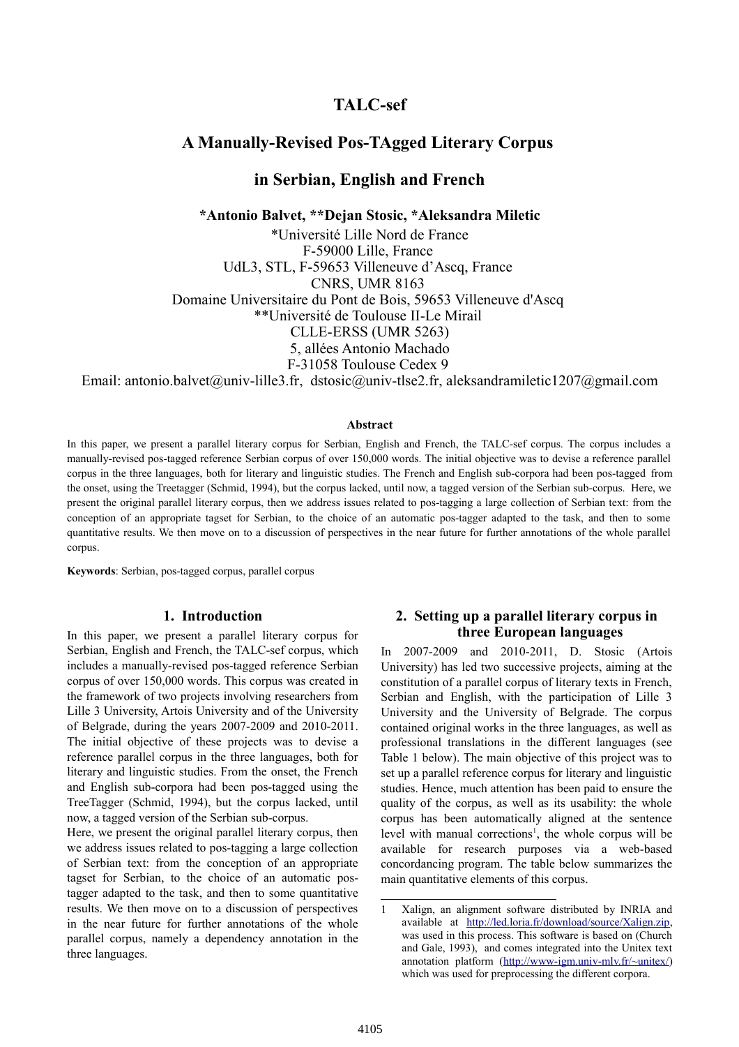# TALC-sef

## A Manually-Revised Pos-TAgged Literary Corpus

## in Serbian, English and French

**\*Antonio Balvet, \*\*Dejan Stosic, \*Aleksandra Miletic**

\*Université Lille Nord de France
F-59000 Lille, France
UdL3, STL, F-59653 Villeneuve d'Ascq, France
CNRS, UMR 8163
Domaine Universitaire du Pont de Bois, 59653 Villeneuve d'Ascq
\*\*Université de Toulouse II-Le Mirail
CLLE-ERSS (UMR 5263)
5, allées Antonio Machado
F-31058 Toulouse Cedex 9
Email: antonio.balvet@univ-lille3.fr, dstosic@univ-tlse2.fr, aleksandramiletic1207@gmail.com

**Abstract**

In this paper, we present a parallel literary corpus for Serbian, English and French, the TALC-sef corpus. The corpus includes a manually-revised pos-tagged reference Serbian corpus of over 150,000 words. The initial objective was to devise a reference parallel corpus in the three languages, both for literary and linguistic studies. The French and English sub-corpora had been pos-tagged from the onset, using the Treetagger (Schmid, 1994), but the corpus lacked, until now, a tagged version of the Serbian sub-corpus. Here, we present the original parallel literary corpus, then we address issues related to pos-tagging a large collection of Serbian text: from the conception of an appropriate tagset for Serbian, to the choice of an automatic pos-tagger adapted to the task, and then to some quantitative results. We then move on to a discussion of perspectives in the near future for further annotations of the whole parallel corpus.

**Keywords**: Serbian, pos-tagged corpus, parallel corpus

### 1. Introduction

In this paper, we present a parallel literary corpus for Serbian, English and French, the TALC-sef corpus, which includes a manually-revised pos-tagged reference Serbian corpus of over 150,000 words. This corpus was created in the framework of two projects involving researchers from Lille 3 University, Artois University and of the University of Belgrade, during the years 2007-2009 and 2010-2011. The initial objective of these projects was to devise a reference parallel corpus in the three languages, both for literary and linguistic studies. From the onset, the French and English sub-corpora had been pos-tagged using the TreeTagger (Schmid, 1994), but the corpus lacked, until now, a tagged version of the Serbian sub-corpus.

Here, we present the original parallel literary corpus, then we address issues related to pos-tagging a large collection of Serbian text: from the conception of an appropriate tagset for Serbian, to the choice of an automatic pos-tagger adapted to the task, and then to some quantitative results. We then move on to a discussion of perspectives in the near future for further annotations of the whole parallel corpus, namely a dependency annotation in the three languages.

### 2. Setting up a parallel literary corpus in three European languages

In 2007-2009 and 2010-2011, D. Stosic (Artois University) has led two successive projects, aiming at the constitution of a parallel corpus of literary texts in French, Serbian and English, with the participation of Lille 3 University and the University of Belgrade. The corpus contained original works in the three languages, as well as professional translations in the different languages (see Table 1 below). The main objective of this project was to set up a parallel reference corpus for literary and linguistic studies. Hence, much attention has been paid to ensure the quality of the corpus, as well as its usability: the whole corpus has been automatically aligned at the sentence level with manual corrections[1], the whole corpus will be available for research purposes via a web-based concordancing program. The table below summarizes the main quantitative elements of this corpus.

---

[1] Xalign, an alignment software distributed by INRIA and available at http://led.loria.fr/download/source/Xalign.zip, was used in this process. This software is based on (Church and Gale, 1993), and comes integrated into the Unitex text annotation platform (http://www-igm.univ-mlv.fr/~unitex/) which was used for preprocessing the different corpora.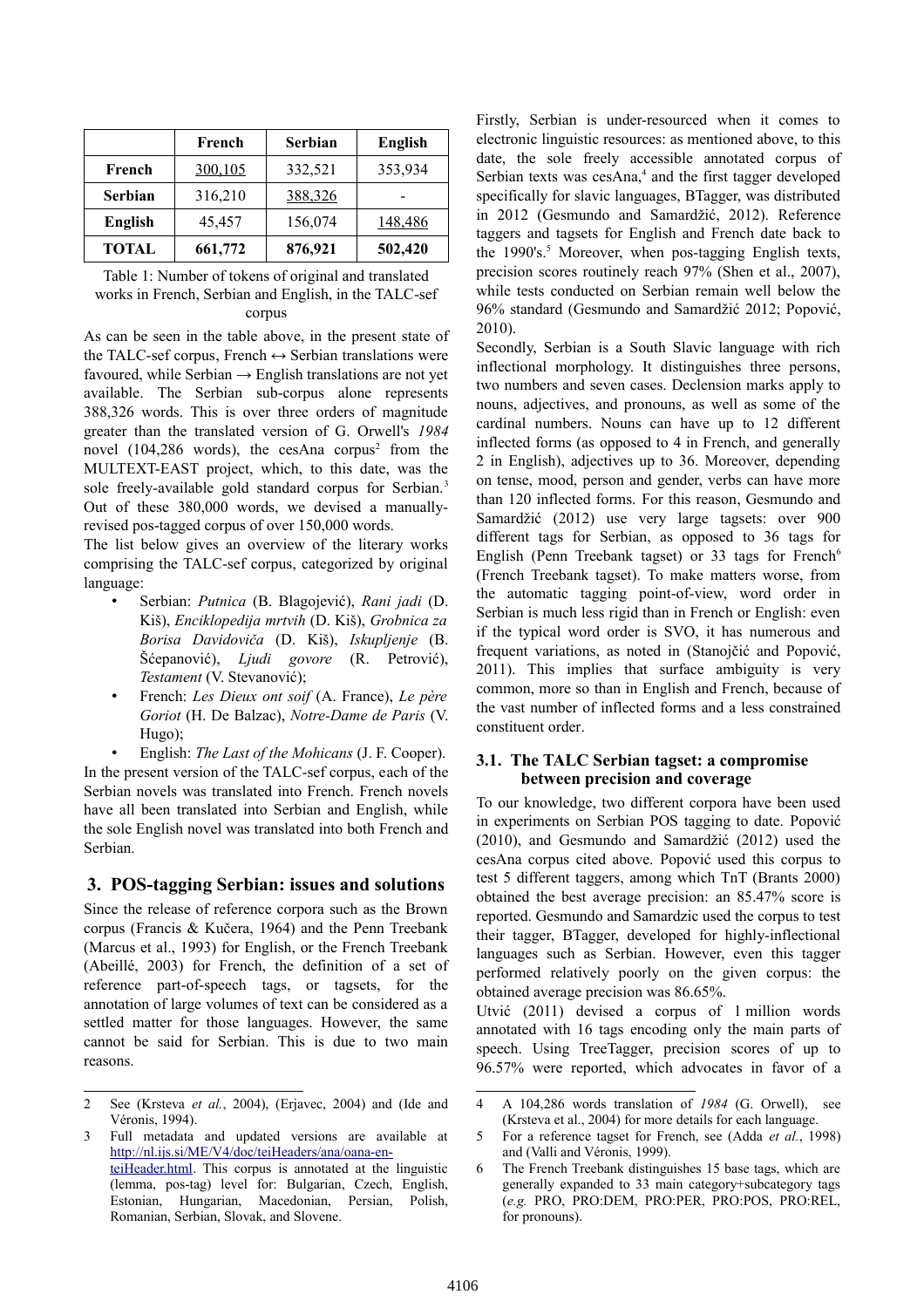| | French | Serbian | English |
|---|---|---|---|
| **French** | 300,105 | 332,521 | 353,934 |
| **Serbian** | 316,210 | 388,326 | - |
| **English** | 45,457 | 156,074 | 148,486 |
| **TOTAL** | **661,772** | **876,921** | **502,420** |

Table 1: Number of tokens of original and translated works in French, Serbian and English, in the TALC-sef corpus

As can be seen in the table above, in the present state of the TALC-sef corpus, French ↔ Serbian translations were favoured, while Serbian → English translations are not yet available. The Serbian sub-corpus alone represents 388,326 words. This is over three orders of magnitude greater than the translated version of G. Orwell's *1984* novel (104,286 words), the cesAna corpus[2] from the MULTEXT-EAST project, which, to this date, was the sole freely-available gold standard corpus for Serbian.[3] Out of these 380,000 words, we devised a manually-revised pos-tagged corpus of over 150,000 words.

The list below gives an overview of the literary works comprising the TALC-sef corpus, categorized by original language:

- Serbian: *Putnica* (B. Blagojević), *Rani jadi* (D. Kiš), *Enciklopedija mrtvih* (D. Kiš), *Grobnica za Borisa Davidoviča* (D. Kiš), *Iskupljenje* (B. Šćepanović), *Ljudi govore* (R. Petrović), *Testament* (V. Stevanović);
- French: *Les Dieux ont soif* (A. France), *Le père Goriot* (H. De Balzac), *Notre-Dame de Paris* (V. Hugo);
- English: *The Last of the Mohicans* (J. F. Cooper).

In the present version of the TALC-sef corpus, each of the Serbian novels was translated into French. French novels have all been translated into Serbian and English, while the sole English novel was translated into both French and Serbian.

## 3. POS-tagging Serbian: issues and solutions

Since the release of reference corpora such as the Brown corpus (Francis & Kučera, 1964) and the Penn Treebank (Marcus et al., 1993) for English, or the French Treebank (Abeillé, 2003) for French, the definition of a set of reference part-of-speech tags, or tagsets, for the annotation of large volumes of text can be considered as a settled matter for those languages. However, the same cannot be said for Serbian. This is due to two main reasons.

Firstly, Serbian is under-resourced when it comes to electronic linguistic resources: as mentioned above, to this date, the sole freely accessible annotated corpus of Serbian texts was cesAna,[4] and the first tagger developed specifically for slavic languages, BTagger, was distributed in 2012 (Gesmundo and Samardžić, 2012). Reference taggers and tagsets for English and French date back to the 1990's.[5] Moreover, when pos-tagging English texts, precision scores routinely reach 97% (Shen et al., 2007), while tests conducted on Serbian remain well below the 96% standard (Gesmundo and Samardžić 2012; Popović, 2010).

Secondly, Serbian is a South Slavic language with rich inflectional morphology. It distinguishes three persons, two numbers and seven cases. Declension marks apply to nouns, adjectives, and pronouns, as well as some of the cardinal numbers. Nouns can have up to 12 different inflected forms (as opposed to 4 in French, and generally 2 in English), adjectives up to 36. Moreover, depending on tense, mood, person and gender, verbs can have more than 120 inflected forms. For this reason, Gesmundo and Samardžić (2012) use very large tagsets: over 900 different tags for Serbian, as opposed to 36 tags for English (Penn Treebank tagset) or 33 tags for French[6] (French Treebank tagset). To make matters worse, from the automatic tagging point-of-view, word order in Serbian is much less rigid than in French or English: even if the typical word order is SVO, it has numerous and frequent variations, as noted in (Stanojčić and Popović, 2011). This implies that surface ambiguity is very common, more so than in English and French, because of the vast number of inflected forms and a less constrained constituent order.

### 3.1. The TALC Serbian tagset: a compromise between precision and coverage

To our knowledge, two different corpora have been used in experiments on Serbian POS tagging to date. Popović (2010), and Gesmundo and Samardžić (2012) used the cesAna corpus cited above. Popović used this corpus to test 5 different taggers, among which TnT (Brants 2000) obtained the best average precision: an 85.47% score is reported. Gesmundo and Samardzic used the corpus to test their tagger, BTagger, developed for highly-inflectional languages such as Serbian. However, even this tagger performed relatively poorly on the given corpus: the obtained average precision was 86.65%.

Utvić (2011) devised a corpus of 1 million words annotated with 16 tags encoding only the main parts of speech. Using TreeTagger, precision scores of up to 96.57% were reported, which advocates in favor of a

---

2 See (Krsteva *et al.*, 2004), (Erjavec, 2004) and (Ide and Véronis, 1994).

3 Full metadata and updated versions are available at http://nl.ijs.si/ME/V4/doc/teiHeaders/ana/oana-en-teiHeader.html. This corpus is annotated at the linguistic (lemma, pos-tag) level for: Bulgarian, Czech, English, Estonian, Hungarian, Macedonian, Persian, Polish, Romanian, Serbian, Slovak, and Slovene.

4 A 104,286 words translation of *1984* (G. Orwell), see (Krsteva et al., 2004) for more details for each language.

5 For a reference tagset for French, see (Adda *et al.*, 1998) and (Valli and Véronis, 1999).

6 The French Treebank distinguishes 15 base tags, which are generally expanded to 33 main category+subcategory tags (*e.g.* PRO, PRO:DEM, PRO:PER, PRO:POS, PRO:REL, for pronouns).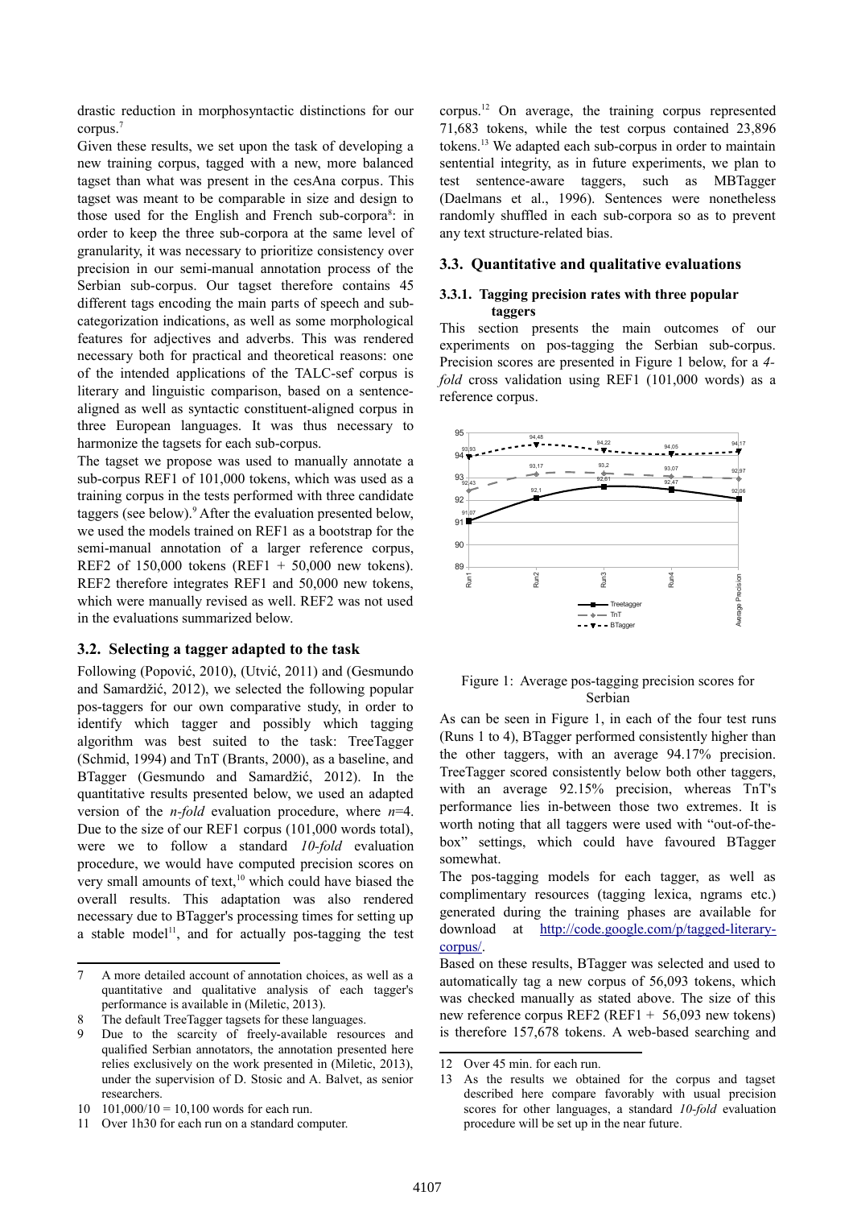drastic reduction in morphosyntactic distinctions for our corpus.[7]

Given these results, we set upon the task of developing a new training corpus, tagged with a new, more balanced tagset than what was present in the cesAna corpus. This tagset was meant to be comparable in size and design to those used for the English and French sub-corpora[8]: in order to keep the three sub-corpora at the same level of granularity, it was necessary to prioritize consistency over precision in our semi-manual annotation process of the Serbian sub-corpus. Our tagset therefore contains 45 different tags encoding the main parts of speech and sub-categorization indications, as well as some morphological features for adjectives and adverbs. This was rendered necessary both for practical and theoretical reasons: one of the intended applications of the TALC-sef corpus is literary and linguistic comparison, based on a sentence-aligned as well as syntactic constituent-aligned corpus in three European languages. It was thus necessary to harmonize the tagsets for each sub-corpus.

The tagset we propose was used to manually annotate a sub-corpus REF1 of 101,000 tokens, which was used as a training corpus in the tests performed with three candidate taggers (see below).[9] After the evaluation presented below, we used the models trained on REF1 as a bootstrap for the semi-manual annotation of a larger reference corpus, REF2 of 150,000 tokens (REF1 + 50,000 new tokens). REF2 therefore integrates REF1 and 50,000 new tokens, which were manually revised as well. REF2 was not used in the evaluations summarized below.

## 3.2. Selecting a tagger adapted to the task

Following (Popović, 2010), (Utvić, 2011) and (Gesmundo and Samardžić, 2012), we selected the following popular pos-taggers for our own comparative study, in order to identify which tagger and possibly which tagging algorithm was best suited to the task: TreeTagger (Schmid, 1994) and TnT (Brants, 2000), as a baseline, and BTagger (Gesmundo and Samardžić, 2012). In the quantitative results presented below, we used an adapted version of the *n-fold* evaluation procedure, where *n*=4. Due to the size of our REF1 corpus (101,000 words total), were we to follow a standard *10-fold* evaluation procedure, we would have computed precision scores on very small amounts of text,[10] which could have biased the overall results. This adaptation was also rendered necessary due to BTagger's processing times for setting up a stable model[11], and for actually pos-tagging the test corpus.[12] On average, the training corpus represented 71,683 tokens, while the test corpus contained 23,896 tokens.[13] We adapted each sub-corpus in order to maintain sentential integrity, as in future experiments, we plan to test sentence-aware taggers, such as MBTagger (Daelmans et al., 1996). Sentences were nonetheless randomly shuffled in each sub-corpora so as to prevent any text structure-related bias.

## 3.3. Quantitative and qualitative evaluations

### 3.3.1. Tagging precision rates with three popular taggers

This section presents the main outcomes of our experiments on pos-tagging the Serbian sub-corpus. Precision scores are presented in Figure 1 below, for a *4-fold* cross validation using REF1 (101,000 words) as a reference corpus.

Figure 1: Average pos-tagging precision scores for Serbian

As can be seen in Figure 1, in each of the four test runs (Runs 1 to 4), BTagger performed consistently higher than the other taggers, with an average 94.17% precision. TreeTagger scored consistently below both other taggers, with an average 92.15% precision, whereas TnT's performance lies in-between those two extremes. It is worth noting that all taggers were used with "out-of-the-box" settings, which could have favoured BTagger somewhat.

The pos-tagging models for each tagger, as well as complimentary resources (tagging lexica, ngrams etc.) generated during the training phases are available for download at http://code.google.com/p/tagged-literary-corpus/.

Based on these results, BTagger was selected and used to automatically tag a new corpus of 56,093 tokens, which was checked manually as stated above. The size of this new reference corpus REF2 (REF1 + 56,093 new tokens) is therefore 157,678 tokens. A web-based searching and

---

[7] A more detailed account of annotation choices, as well as a quantitative and qualitative analysis of each tagger's performance is available in (Miletic, 2013).

[8] The default TreeTagger tagsets for these languages.

[9] Due to the scarcity of freely-available resources and qualified Serbian annotators, the annotation presented here relies exclusively on the work presented in (Miletic, 2013), under the supervision of D. Stosic and A. Balvet, as senior researchers.

[10] 101,000/10 = 10,100 words for each run.

[11] Over 1h30 for each run on a standard computer.

[12] Over 45 min. for each run.

[13] As the results we obtained for the corpus and tagset described here compare favorably with usual precision scores for other languages, a standard *10-fold* evaluation procedure will be set up in the near future.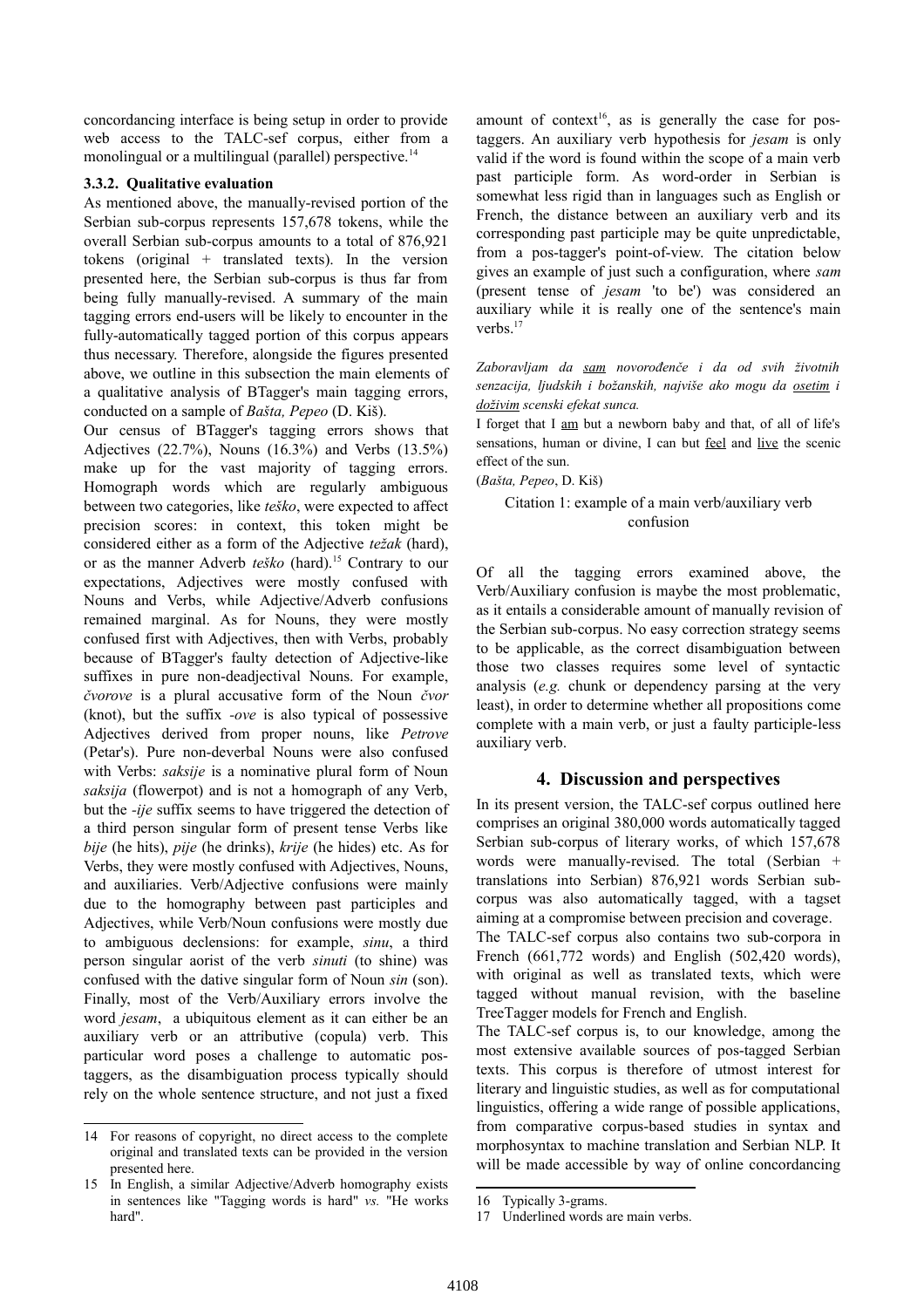concordancing interface is being setup in order to provide web access to the TALC-sef corpus, either from a monolingual or a multilingual (parallel) perspective.[14]

### 3.3.2. Qualitative evaluation

As mentioned above, the manually-revised portion of the Serbian sub-corpus represents 157,678 tokens, while the overall Serbian sub-corpus amounts to a total of 876,921 tokens (original + translated texts). In the version presented here, the Serbian sub-corpus is thus far from being fully manually-revised. A summary of the main tagging errors end-users will be likely to encounter in the fully-automatically tagged portion of this corpus appears thus necessary. Therefore, alongside the figures presented above, we outline in this subsection the main elements of a qualitative analysis of BTagger's main tagging errors, conducted on a sample of *Bašta, Pepeo* (D. Kiš).

Our census of BTagger's tagging errors shows that Adjectives (22.7%), Nouns (16.3%) and Verbs (13.5%) make up for the vast majority of tagging errors. Homograph words which are regularly ambiguous between two categories, like *teško*, were expected to affect precision scores: in context, this token might be considered either as a form of the Adjective *težak* (hard), or as the manner Adverb *teško* (hard).[15] Contrary to our expectations, Adjectives were mostly confused with Nouns and Verbs, while Adjective/Adverb confusions remained marginal. As for Nouns, they were mostly confused first with Adjectives, then with Verbs, probably because of BTagger's faulty detection of Adjective-like suffixes in pure non-deadjectival Nouns. For example, *čvorove* is a plural accusative form of the Noun *čvor* (knot), but the suffix *-ove* is also typical of possessive Adjectives derived from proper nouns, like *Petrove* (Petar's). Pure non-deverbal Nouns were also confused with Verbs: *saksije* is a nominative plural form of Noun *saksija* (flowerpot) and is not a homograph of any Verb, but the *-ije* suffix seems to have triggered the detection of a third person singular form of present tense Verbs like *bije* (he hits), *pije* (he drinks), *krije* (he hides) etc. As for Verbs, they were mostly confused with Adjectives, Nouns, and auxiliaries. Verb/Adjective confusions were mainly due to the homography between past participles and Adjectives, while Verb/Noun confusions were mostly due to ambiguous declensions: for example, *sinu*, a third person singular aorist of the verb *sinuti* (to shine) was confused with the dative singular form of Noun *sin* (son). Finally, most of the Verb/Auxiliary errors involve the word *jesam*, a ubiquitous element as it can either be an auxiliary verb or an attributive (copula) verb. This particular word poses a challenge to automatic pos-taggers, as the disambiguation process typically should rely on the whole sentence structure, and not just a fixed amount of context[16], as is generally the case for pos-taggers. An auxiliary verb hypothesis for *jesam* is only valid if the word is found within the scope of a main verb past participle form. As word-order in Serbian is somewhat less rigid than in languages such as English or French, the distance between an auxiliary verb and its corresponding past participle may be quite unpredictable, from a pos-tagger's point-of-view. The citation below gives an example of just such a configuration, where *sam* (present tense of *jesam* 'to be') was considered an auxiliary while it is really one of the sentence's main verbs.[17]

*Zaboravljam da sam novorođenče i da od svih životnih senzacija, ljudskih i božanskih, najviše ako mogu da osetim i doživim scenski efekat sunca.*

I forget that I am but a newborn baby and that, of all of life's sensations, human or divine, I can but feel and live the scenic effect of the sun.

(*Bašta, Pepeo*, D. Kiš)

Citation 1: example of a main verb/auxiliary verb confusion

Of all the tagging errors examined above, the Verb/Auxiliary confusion is maybe the most problematic, as it entails a considerable amount of manually revision of the Serbian sub-corpus. No easy correction strategy seems to be applicable, as the correct disambiguation between those two classes requires some level of syntactic analysis (*e.g.* chunk or dependency parsing at the very least), in order to determine whether all propositions come complete with a main verb, or just a faulty participle-less auxiliary verb.

## 4. Discussion and perspectives

In its present version, the TALC-sef corpus outlined here comprises an original 380,000 words automatically tagged Serbian sub-corpus of literary works, of which 157,678 words were manually-revised. The total (Serbian + translations into Serbian) 876,921 words Serbian sub-corpus was also automatically tagged, with a tagset aiming at a compromise between precision and coverage.

The TALC-sef corpus also contains two sub-corpora in French (661,772 words) and English (502,420 words), with original as well as translated texts, which were tagged without manual revision, with the baseline TreeTagger models for French and English.

The TALC-sef corpus is, to our knowledge, among the most extensive available sources of pos-tagged Serbian texts. This corpus is therefore of utmost interest for literary and linguistic studies, as well as for computational linguistics, offering a wide range of possible applications, from comparative corpus-based studies in syntax and morphosyntax to machine translation and Serbian NLP. It will be made accessible by way of online concordancing

[14] For reasons of copyright, no direct access to the complete original and translated texts can be provided in the version presented here.

[15] In English, a similar Adjective/Adverb homography exists in sentences like "Tagging words is hard" *vs.* "He works hard".

[16] Typically 3-grams.

[17] Underlined words are main verbs.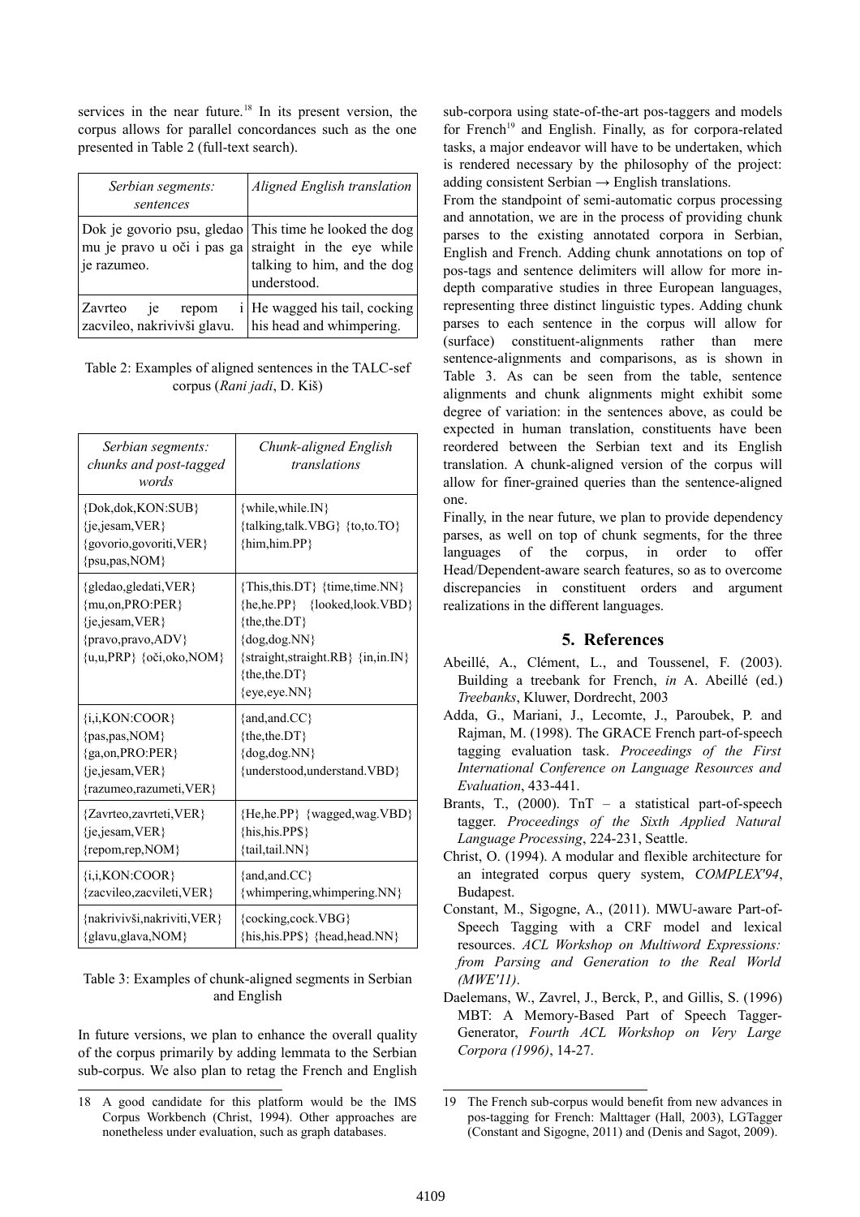services in the near future.[18] In its present version, the corpus allows for parallel concordances such as the one presented in Table 2 (full-text search).

| *Serbian segments: sentences* | *Aligned English translation* |
|---|---|
| Dok je govorio psu, gledao mu je pravo u oči i pas ga je razumeo. | This time he looked the dog straight in the eye while talking to him, and the dog understood. |
| Zavrteo je repom i zacvileo, nakrivivši glavu. | He wagged his tail, cocking his head and whimpering. |

Table 2: Examples of aligned sentences in the TALC-sef corpus (*Rani jadi*, D. Kiš)

| *Serbian segments: chunks and post-tagged words* | *Chunk-aligned English translations* |
|---|---|
| {Dok,dok,KON:SUB} {je,jesam,VER} {govorio,govoriti,VER} {psu,pas,NOM} | {while,while.IN} {talking,talk.VBG} {to,to.TO} {him,him.PP} |
| {gledao,gledati,VER} {mu,on,PRO:PER} {je,jesam,VER} {pravo,pravo,ADV} {u,u,PRP} {oči,oko,NOM} | {This,this.DT} {time,time.NN} {he,he.PP} {looked,look.VBD} {the,the.DT} {dog,dog.NN} {straight,straight.RB} {in,in.IN} {the,the.DT} {eye,eye.NN} |
| {i,i,KON:COOR} {pas,pas,NOM} {ga,on,PRO:PER} {je,jesam,VER} {razumeo,razumeti,VER} | {and,and.CC} {the,the.DT} {dog,dog.NN} {understood,understand.VBD} |
| {Zavrteo,zavrteti,VER} {je,jesam,VER} {repom,rep,NOM} | {He,he.PP} {wagged,wag.VBD} {his,his.PP$} {tail,tail.NN} |
| {i,i,KON:COOR} {zacvileo,zacvileti,VER} | {and,and.CC} {whimpering,whimpering.NN} |
| {nakrivivši,nakriviti,VER} {glavu,glava,NOM} | {cocking,cock.VBG} {his,his.PP$} {head,head.NN} |

Table 3: Examples of chunk-aligned segments in Serbian and English

In future versions, we plan to enhance the overall quality of the corpus primarily by adding lemmata to the Serbian sub-corpus. We also plan to retag the French and English sub-corpora using state-of-the-art pos-taggers and models for French[19] and English. Finally, as for corpora-related tasks, a major endeavor will have to be undertaken, which is rendered necessary by the philosophy of the project: adding consistent Serbian → English translations.

From the standpoint of semi-automatic corpus processing and annotation, we are in the process of providing chunk parses to the existing annotated corpora in Serbian, English and French. Adding chunk annotations on top of pos-tags and sentence delimiters will allow for more in-depth comparative studies in three European languages, representing three distinct linguistic types. Adding chunk parses to each sentence in the corpus will allow for (surface) constituent-alignments rather than mere sentence-alignments and comparisons, as is shown in Table 3. As can be seen from the table, sentence alignments and chunk alignments might exhibit some degree of variation: in the sentences above, as could be expected in human translation, constituents have been reordered between the Serbian text and its English translation. A chunk-aligned version of the corpus will allow for finer-grained queries than the sentence-aligned one.

Finally, in the near future, we plan to provide dependency parses, as well on top of chunk segments, for the three languages of the corpus, in order to offer Head/Dependent-aware search features, so as to overcome discrepancies in constituent orders and argument realizations in the different languages.

## 5. References

Abeillé, A., Clément, L., and Toussenel, F. (2003). Building a treebank for French, *in* A. Abeillé (ed.) *Treebanks*, Kluwer, Dordrecht, 2003

Adda, G., Mariani, J., Lecomte, J., Paroubek, P. and Rajman, M. (1998). The GRACE French part-of-speech tagging evaluation task. *Proceedings of the First International Conference on Language Resources and Evaluation*, 433-441.

Brants, T., (2000). TnT – a statistical part-of-speech tagger. *Proceedings of the Sixth Applied Natural Language Processing*, 224-231, Seattle.

Christ, O. (1994). A modular and flexible architecture for an integrated corpus query system, *COMPLEX'94*, Budapest.

Constant, M., Sigogne, A., (2011). MWU-aware Part-of-Speech Tagging with a CRF model and lexical resources. *ACL Workshop on Multiword Expressions: from Parsing and Generation to the Real World (MWE'11)*.

Daelemans, W., Zavrel, J., Berck, P., and Gillis, S. (1996) MBT: A Memory-Based Part of Speech Tagger-Generator, *Fourth ACL Workshop on Very Large Corpora (1996)*, 14-27.

[18] A good candidate for this platform would be the IMS Corpus Workbench (Christ, 1994). Other approaches are nonetheless under evaluation, such as graph databases.

[19] The French sub-corpus would benefit from new advances in pos-tagging for French: Malttagger (Hall, 2003), LGTagger (Constant and Sigogne, 2011) and (Denis and Sagot, 2009).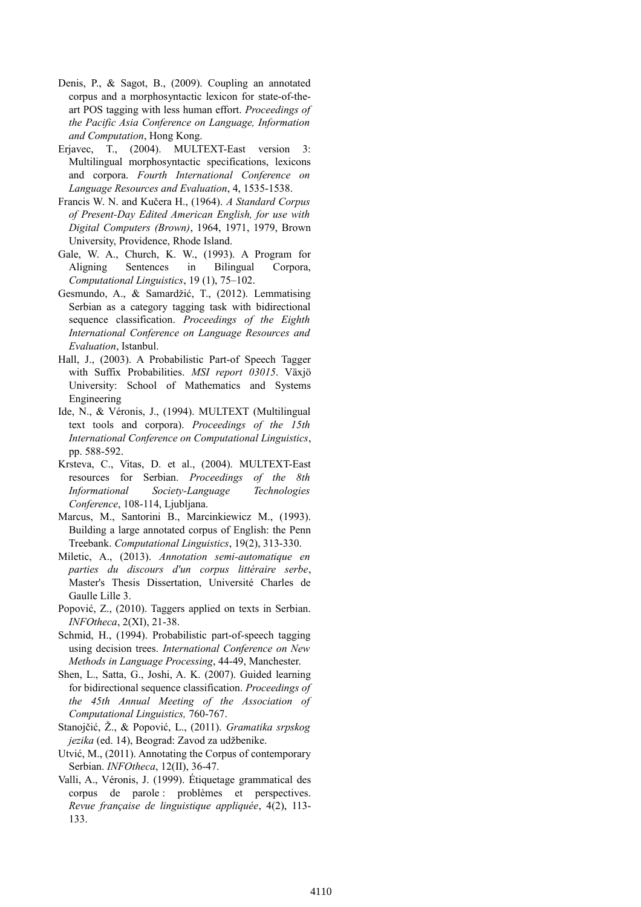Denis, P., & Sagot, B., (2009). Coupling an annotated corpus and a morphosyntactic lexicon for state-of-the-art POS tagging with less human effort. *Proceedings of the Pacific Asia Conference on Language, Information and Computation*, Hong Kong.

Erjavec, T., (2004). MULTEXT-East version 3: Multilingual morphosyntactic specifications, lexicons and corpora. *Fourth International Conference on Language Resources and Evaluation*, 4, 1535-1538.

Francis W. N. and Kučera H., (1964). *A Standard Corpus of Present-Day Edited American English, for use with Digital Computers (Brown)*, 1964, 1971, 1979, Brown University, Providence, Rhode Island.

Gale, W. A., Church, K. W., (1993). A Program for Aligning Sentences in Bilingual Corpora, *Computational Linguistics*, 19 (1), 75–102.

Gesmundo, A., & Samardžić, T., (2012). Lemmatising Serbian as a category tagging task with bidirectional sequence classification. *Proceedings of the Eighth International Conference on Language Resources and Evaluation*, Istanbul.

Hall, J., (2003). A Probabilistic Part-of Speech Tagger with Suffix Probabilities. *MSI report 03015*. Växjö University: School of Mathematics and Systems Engineering

Ide, N., & Véronis, J., (1994). MULTEXT (Multilingual text tools and corpora). *Proceedings of the 15th International Conference on Computational Linguistics*, pp. 588-592.

Krsteva, C., Vitas, D. et al., (2004). MULTEXT-East resources for Serbian. *Proceedings of the 8th Informational Society-Language Technologies Conference*, 108-114, Ljubljana.

Marcus, M., Santorini B., Marcinkiewicz M., (1993). Building a large annotated corpus of English: the Penn Treebank. *Computational Linguistics*, 19(2), 313-330.

Miletic, A., (2013). *Annotation semi-automatique en parties du discours d'un corpus littéraire serbe*, Master's Thesis Dissertation, Université Charles de Gaulle Lille 3.

Popović, Z., (2010). Taggers applied on texts in Serbian. *INFOtheca*, 2(XI), 21-38.

Schmid, H., (1994). Probabilistic part-of-speech tagging using decision trees. *International Conference on New Methods in Language Processing*, 44-49, Manchester.

Shen, L., Satta, G., Joshi, A. K. (2007). Guided learning for bidirectional sequence classification. *Proceedings of the 45th Annual Meeting of the Association of Computational Linguistics,* 760-767.

Stanojčić, Ž., & Popović, L., (2011). *Gramatika srpskog jezika* (ed. 14), Beograd: Zavod za udžbenike.

Utvić, M., (2011). Annotating the Corpus of contemporary Serbian. *INFOtheca*, 12(II), 36-47.

Valli, A., Véronis, J. (1999). Étiquetage grammatical des corpus de parole : problèmes et perspectives. *Revue française de linguistique appliquée*, 4(2), 113-133.